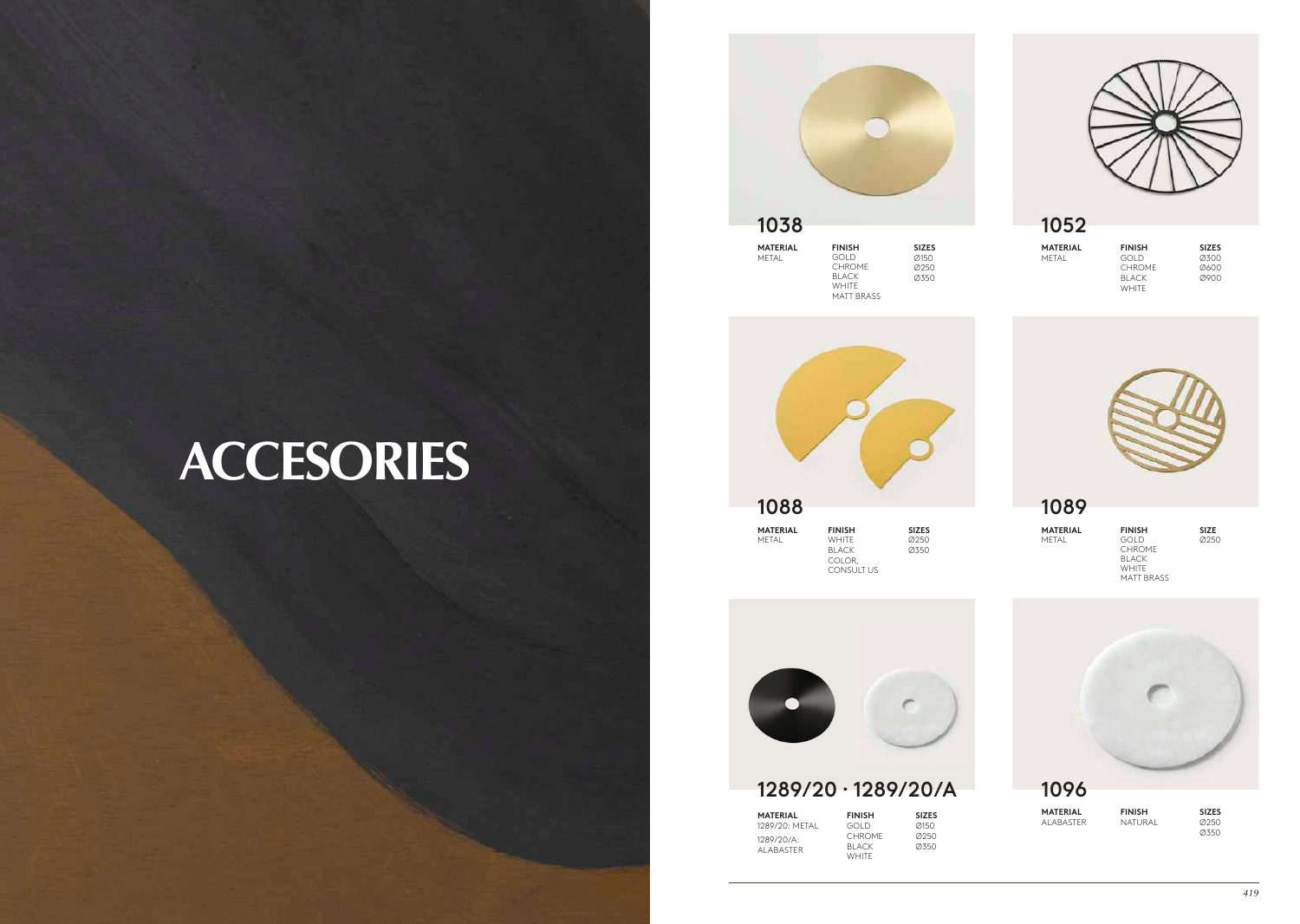# ACCESORIES

## 1038

| MATERIAL | FINISH | SIZES |
| --- | --- | --- |
| METAL | GOLD<br>CHROME<br>BLACK<br>WHITE<br>MATT BRASS | Ø150<br>Ø250<br>Ø350 |

## 1052

| MATERIAL | FINISH | SIZES |
| --- | --- | --- |
| METAL | GOLD<br>CHROME<br>BLACK<br>WHITE | Ø300<br>Ø600<br>Ø900 |

## 1088

| MATERIAL | FINISH | SIZES |
| --- | --- | --- |
| METAL | WHITE<br>BLACK<br>COLOR,<br>CONSULT US | Ø250<br>Ø350 |

## 1089

| MATERIAL | FINISH | SIZE |
| --- | --- | --- |
| METAL | GOLD<br>CHROME<br>BLACK<br>WHITE<br>MATT BRASS | Ø250 |

## 1289/20 · 1289/20/A

| MATERIAL | FINISH | SIZES |
| --- | --- | --- |
| 1289/20: METAL<br>1289/20/A: ALABASTER | GOLD<br>CHROME<br>BLACK<br>WHITE | Ø150<br>Ø250<br>Ø350 |

## 1096

| MATERIAL | FINISH | SIZES |
| --- | --- | --- |
| ALABASTER | NATURAL | Ø250<br>Ø350 |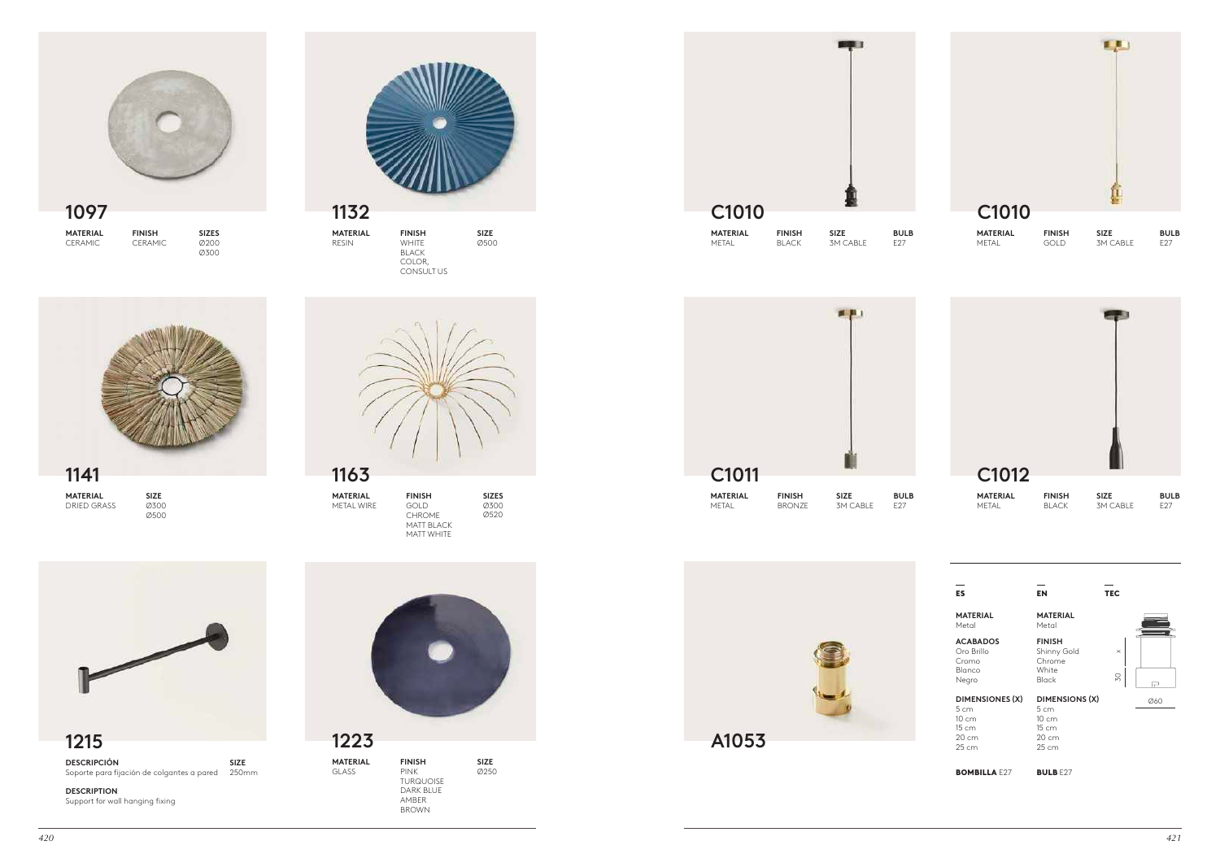## 1097

| MATERIAL | FINISH | SIZES |
| --- | --- | --- |
| CERAMIC | CERAMIC | Ø200<br>Ø300 |

## 1132

| MATERIAL | FINISH | SIZE |
| --- | --- | --- |
| RESIN | WHITE<br>BLACK<br>COLOR,<br>CONSULT US | Ø500 |

## 1141

| MATERIAL | SIZE |
| --- | --- |
| DRIED GRASS | Ø300<br>Ø500 |

## 1163

| MATERIAL | FINISH | SIZES |
| --- | --- | --- |
| METAL WIRE | GOLD<br>CHROME<br>MATT BLACK<br>MATT WHITE | Ø300<br>Ø520 |

## 1215

**DESCRIPCIÓN**
Soporte para fijación de colgantes a pared

**SIZE**
250mm

**DESCRIPTION**
Support for wall hanging fixing

## 1223

| MATERIAL | FINISH | SIZE |
| --- | --- | --- |
| GLASS | PINK<br>TURQUOISE<br>DARK BLUE<br>AMBER<br>BROWN | Ø250 |

## C1010

| MATERIAL | FINISH | SIZE | BULB |
| --- | --- | --- | --- |
| METAL | BLACK | 3M CABLE | E27 |

## C1010

| MATERIAL | FINISH | SIZE | BULB |
| --- | --- | --- | --- |
| METAL | GOLD | 3M CABLE | E27 |

## C1011

| MATERIAL | FINISH | SIZE | BULB |
| --- | --- | --- | --- |
| METAL | BRONZE | 3M CABLE | E27 |

## C1012

| MATERIAL | FINISH | SIZE | BULB |
| --- | --- | --- | --- |
| METAL | BLACK | 3M CABLE | E27 |

## A1053

| ES | EN |
| --- | --- |
| **MATERIAL**<br>Metal | **MATERIAL**<br>Metal |
| **ACABADOS**<br>Oro Brillo<br>Cromo<br>Blanco<br>Negro | **FINISH**<br>Shinny Gold<br>Chrome<br>White<br>Black |
| **DIMENSIONES (X)**<br>5 cm<br>10 cm<br>15 cm<br>20 cm<br>25 cm | **DIMENSIONS (X)**<br>5 cm<br>10 cm<br>15 cm<br>20 cm<br>25 cm |
| **BOMBILLA** E27 | **BULB** E27 |

**TEC**

x
30
Ø60